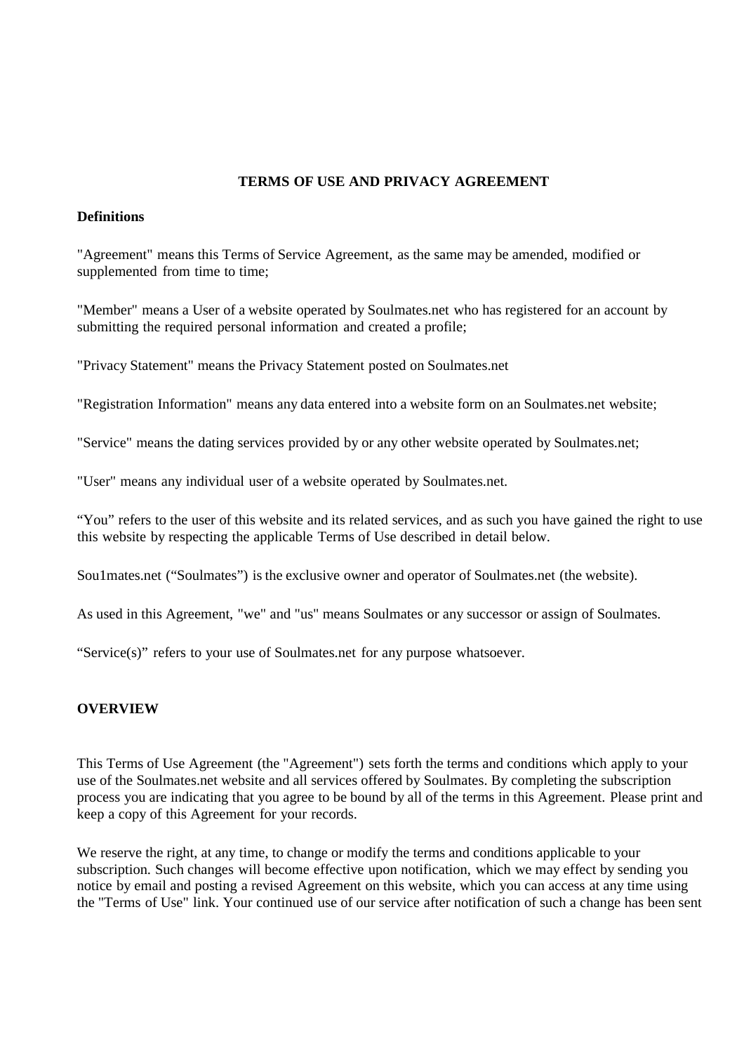# TERMS OF USE AND PRIVACY AGREEMENT

**Definitions**

"Agreement" means this Terms of Service Agreement, as the same may be amended, modified or supplemented from time to time;

"Member" means a User of a website operated by Soulmates.net who has registered for an account by submitting the required personal information and created a profile;

"Privacy Statement" means the Privacy Statement posted on Soulmates.net

"Registration Information" means any data entered into a website form on an Soulmates.net website;

"Service" means the dating services provided by or any other website operated by Soulmates.net;

"User" means any individual user of a website operated by Soulmates.net.

"You" refers to the user of this website and its related services, and as such you have gained the right to use this website by respecting the applicable Terms of Use described in detail below.

Sou1mates.net ("Soulmates") is the exclusive owner and operator of Soulmates.net (the website).

As used in this Agreement, "we" and "us" means Soulmates or any successor or assign of Soulmates.

"Service(s)" refers to your use of Soulmates.net for any purpose whatsoever.

**OVERVIEW**

This Terms of Use Agreement (the "Agreement") sets forth the terms and conditions which apply to your use of the Soulmates.net website and all services offered by Soulmates. By completing the subscription process you are indicating that you agree to be bound by all of the terms in this Agreement. Please print and keep a copy of this Agreement for your records.

We reserve the right, at any time, to change or modify the terms and conditions applicable to your subscription. Such changes will become effective upon notification, which we may effect by sending you notice by email and posting a revised Agreement on this website, which you can access at any time using the "Terms of Use" link. Your continued use of our service after notification of such a change has been sent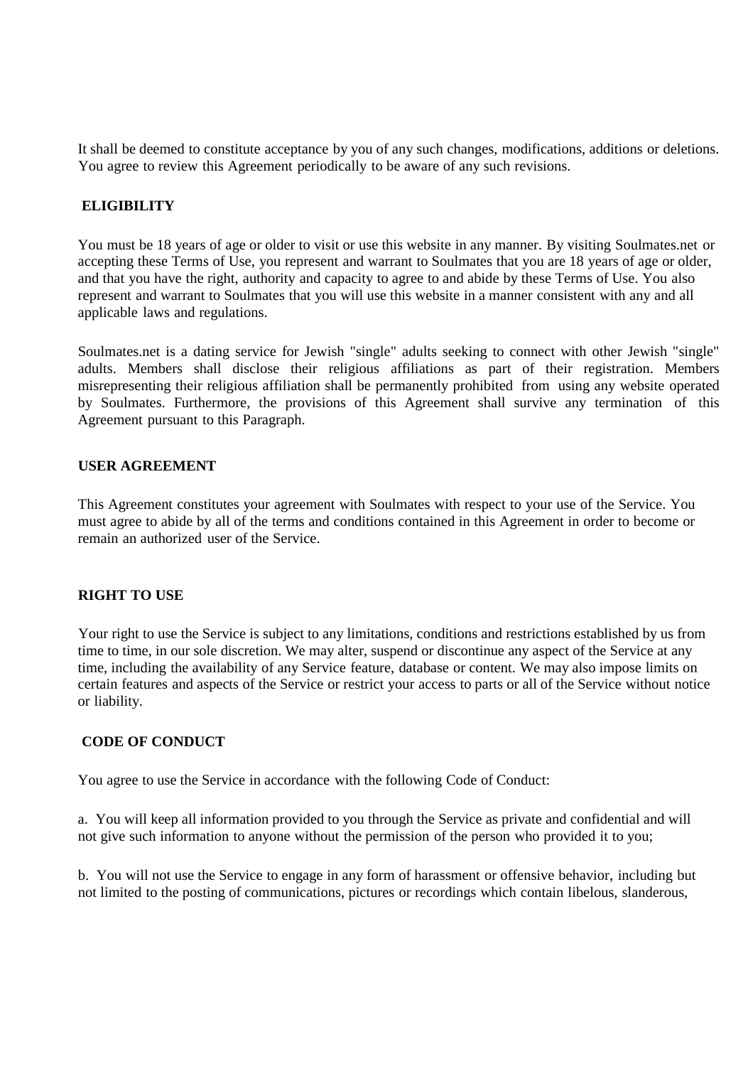It shall be deemed to constitute acceptance by you of any such changes, modifications, additions or deletions. You agree to review this Agreement periodically to be aware of any such revisions.

**ELIGIBILITY**

You must be 18 years of age or older to visit or use this website in any manner. By visiting Soulmates.net or accepting these Terms of Use, you represent and warrant to Soulmates that you are 18 years of age or older, and that you have the right, authority and capacity to agree to and abide by these Terms of Use. You also represent and warrant to Soulmates that you will use this website in a manner consistent with any and all applicable laws and regulations.

Soulmates.net is a dating service for Jewish "single" adults seeking to connect with other Jewish "single" adults. Members shall disclose their religious affiliations as part of their registration. Members misrepresenting their religious affiliation shall be permanently prohibited from using any website operated by Soulmates. Furthermore, the provisions of this Agreement shall survive any termination of this Agreement pursuant to this Paragraph.

**USER AGREEMENT**

This Agreement constitutes your agreement with Soulmates with respect to your use of the Service. You must agree to abide by all of the terms and conditions contained in this Agreement in order to become or remain an authorized user of the Service.

**RIGHT TO USE**

Your right to use the Service is subject to any limitations, conditions and restrictions established by us from time to time, in our sole discretion. We may alter, suspend or discontinue any aspect of the Service at any time, including the availability of any Service feature, database or content. We may also impose limits on certain features and aspects of the Service or restrict your access to parts or all of the Service without notice or liability.

**CODE OF CONDUCT**

You agree to use the Service in accordance with the following Code of Conduct:

a. You will keep all information provided to you through the Service as private and confidential and will not give such information to anyone without the permission of the person who provided it to you;

b. You will not use the Service to engage in any form of harassment or offensive behavior, including but not limited to the posting of communications, pictures or recordings which contain libelous, slanderous,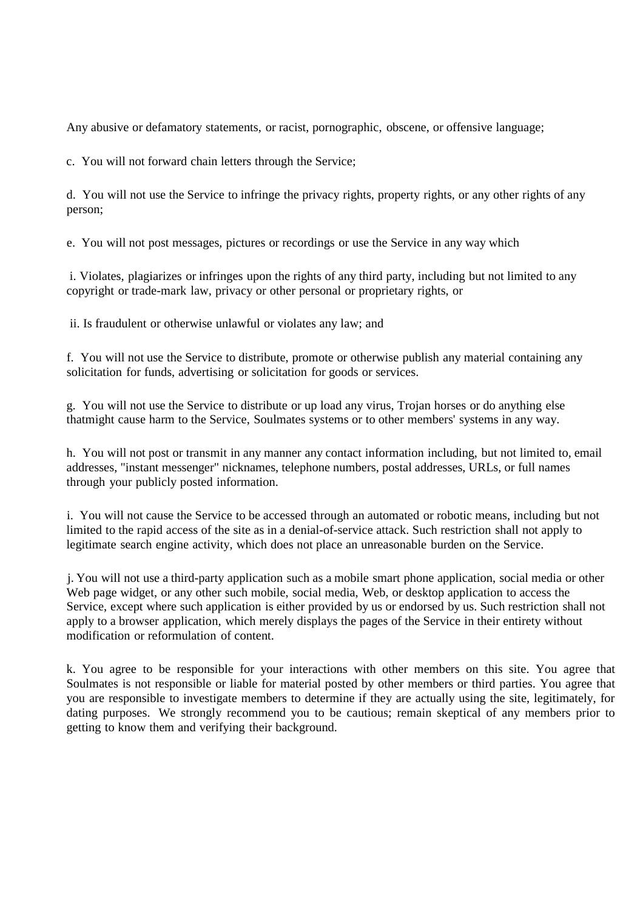Any abusive or defamatory statements, or racist, pornographic, obscene, or offensive language;

c. You will not forward chain letters through the Service;

d. You will not use the Service to infringe the privacy rights, property rights, or any other rights of any person;

e. You will not post messages, pictures or recordings or use the Service in any way which

i. Violates, plagiarizes or infringes upon the rights of any third party, including but not limited to any copyright or trade-mark law, privacy or other personal or proprietary rights, or

ii. Is fraudulent or otherwise unlawful or violates any law; and

f. You will not use the Service to distribute, promote or otherwise publish any material containing any solicitation for funds, advertising or solicitation for goods or services.

g. You will not use the Service to distribute or up load any virus, Trojan horses or do anything else thatmight cause harm to the Service, Soulmates systems or to other members' systems in any way.

h. You will not post or transmit in any manner any contact information including, but not limited to, email addresses, "instant messenger" nicknames, telephone numbers, postal addresses, URLs, or full names through your publicly posted information.

i. You will not cause the Service to be accessed through an automated or robotic means, including but not limited to the rapid access of the site as in a denial-of-service attack. Such restriction shall not apply to legitimate search engine activity, which does not place an unreasonable burden on the Service.

j. You will not use a third-party application such as a mobile smart phone application, social media or other Web page widget, or any other such mobile, social media, Web, or desktop application to access the Service, except where such application is either provided by us or endorsed by us. Such restriction shall not apply to a browser application, which merely displays the pages of the Service in their entirety without modification or reformulation of content.

k. You agree to be responsible for your interactions with other members on this site. You agree that Soulmates is not responsible or liable for material posted by other members or third parties. You agree that you are responsible to investigate members to determine if they are actually using the site, legitimately, for dating purposes. We strongly recommend you to be cautious; remain skeptical of any members prior to getting to know them and verifying their background.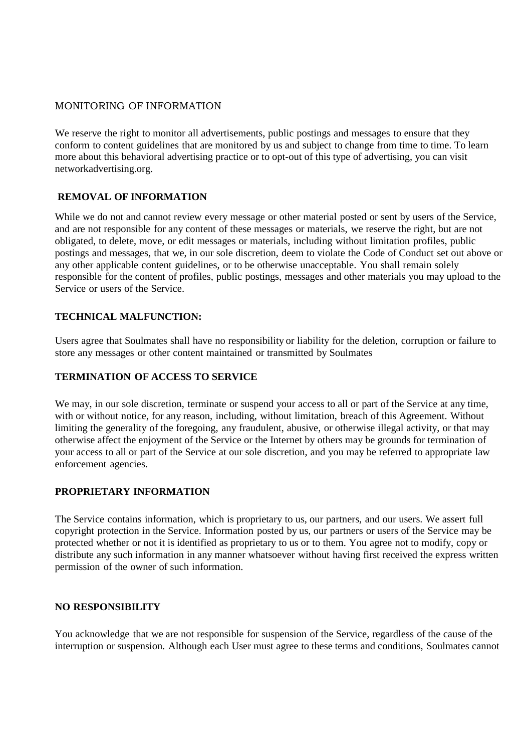## MONITORING OF INFORMATION

We reserve the right to monitor all advertisements, public postings and messages to ensure that they conform to content guidelines that are monitored by us and subject to change from time to time. To learn more about this behavioral advertising practice or to opt-out of this type of advertising, you can visit networkadvertising.org.

## REMOVAL OF INFORMATION

While we do not and cannot review every message or other material posted or sent by users of the Service, and are not responsible for any content of these messages or materials, we reserve the right, but are not obligated, to delete, move, or edit messages or materials, including without limitation profiles, public postings and messages, that we, in our sole discretion, deem to violate the Code of Conduct set out above or any other applicable content guidelines, or to be otherwise unacceptable. You shall remain solely responsible for the content of profiles, public postings, messages and other materials you may upload to the Service or users of the Service.

## TECHNICAL MALFUNCTION:

Users agree that Soulmates shall have no responsibility or liability for the deletion, corruption or failure to store any messages or other content maintained or transmitted by Soulmates

## TERMINATION OF ACCESS TO SERVICE

We may, in our sole discretion, terminate or suspend your access to all or part of the Service at any time, with or without notice, for any reason, including, without limitation, breach of this Agreement. Without limiting the generality of the foregoing, any fraudulent, abusive, or otherwise illegal activity, or that may otherwise affect the enjoyment of the Service or the Internet by others may be grounds for termination of your access to all or part of the Service at our sole discretion, and you may be referred to appropriate law enforcement agencies.

## PROPRIETARY INFORMATION

The Service contains information, which is proprietary to us, our partners, and our users. We assert full copyright protection in the Service. Information posted by us, our partners or users of the Service may be protected whether or not it is identified as proprietary to us or to them. You agree not to modify, copy or distribute any such information in any manner whatsoever without having first received the express written permission of the owner of such information.

## NO RESPONSIBILITY

You acknowledge that we are not responsible for suspension of the Service, regardless of the cause of the interruption or suspension. Although each User must agree to these terms and conditions, Soulmates cannot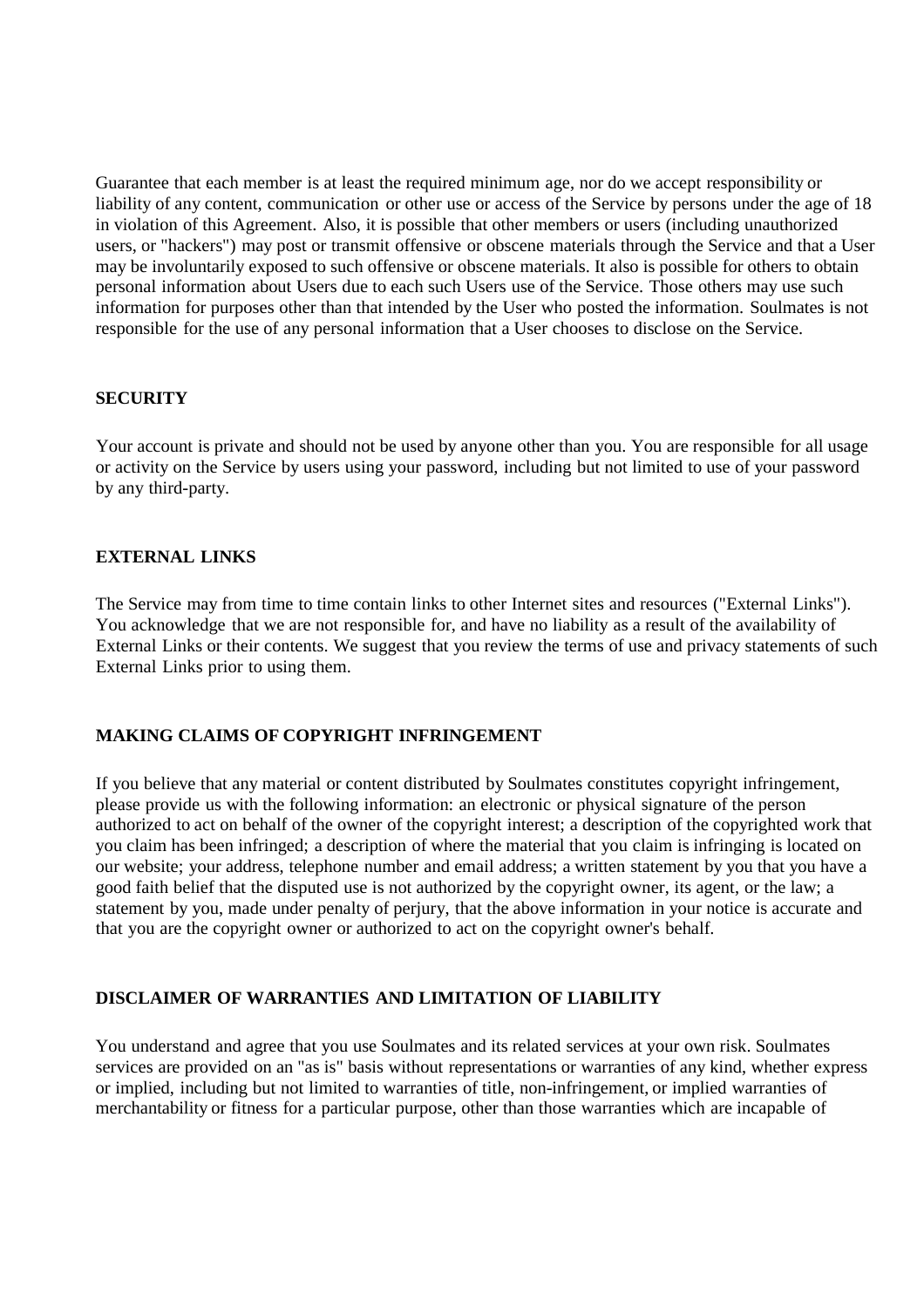Guarantee that each member is at least the required minimum age, nor do we accept responsibility or liability of any content, communication or other use or access of the Service by persons under the age of 18 in violation of this Agreement. Also, it is possible that other members or users (including unauthorized users, or "hackers") may post or transmit offensive or obscene materials through the Service and that a User may be involuntarily exposed to such offensive or obscene materials. It also is possible for others to obtain personal information about Users due to each such Users use of the Service. Those others may use such information for purposes other than that intended by the User who posted the information. Soulmates is not responsible for the use of any personal information that a User chooses to disclose on the Service.

**SECURITY**

Your account is private and should not be used by anyone other than you. You are responsible for all usage or activity on the Service by users using your password, including but not limited to use of your password by any third-party.

**EXTERNAL LINKS**

The Service may from time to time contain links to other Internet sites and resources ("External Links"). You acknowledge that we are not responsible for, and have no liability as a result of the availability of External Links or their contents. We suggest that you review the terms of use and privacy statements of such External Links prior to using them.

**MAKING CLAIMS OF COPYRIGHT INFRINGEMENT**

If you believe that any material or content distributed by Soulmates constitutes copyright infringement, please provide us with the following information: an electronic or physical signature of the person authorized to act on behalf of the owner of the copyright interest; a description of the copyrighted work that you claim has been infringed; a description of where the material that you claim is infringing is located on our website; your address, telephone number and email address; a written statement by you that you have a good faith belief that the disputed use is not authorized by the copyright owner, its agent, or the law; a statement by you, made under penalty of perjury, that the above information in your notice is accurate and that you are the copyright owner or authorized to act on the copyright owner's behalf.

**DISCLAIMER OF WARRANTIES AND LIMITATION OF LIABILITY**

You understand and agree that you use Soulmates and its related services at your own risk. Soulmates services are provided on an "as is" basis without representations or warranties of any kind, whether express or implied, including but not limited to warranties of title, non-infringement, or implied warranties of merchantability or fitness for a particular purpose, other than those warranties which are incapable of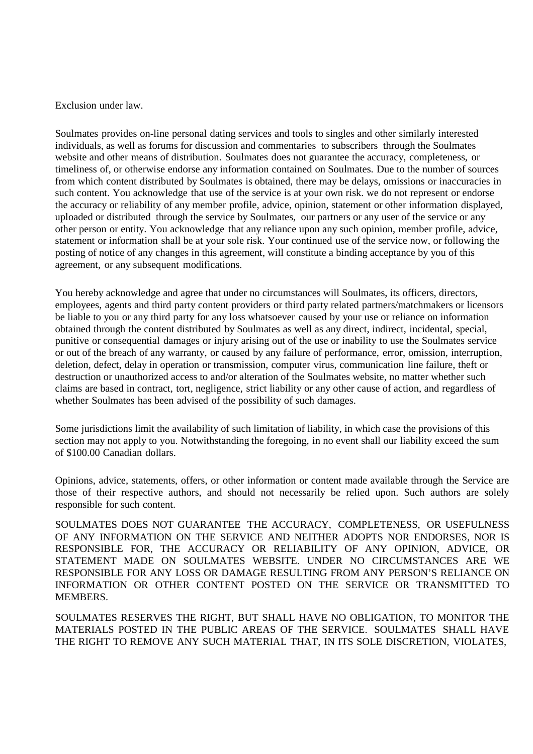Exclusion under law.

Soulmates provides on-line personal dating services and tools to singles and other similarly interested individuals, as well as forums for discussion and commentaries to subscribers through the Soulmates website and other means of distribution. Soulmates does not guarantee the accuracy, completeness, or timeliness of, or otherwise endorse any information contained on Soulmates. Due to the number of sources from which content distributed by Soulmates is obtained, there may be delays, omissions or inaccuracies in such content. You acknowledge that use of the service is at your own risk. we do not represent or endorse the accuracy or reliability of any member profile, advice, opinion, statement or other information displayed, uploaded or distributed through the service by Soulmates, our partners or any user of the service or any other person or entity. You acknowledge that any reliance upon any such opinion, member profile, advice, statement or information shall be at your sole risk. Your continued use of the service now, or following the posting of notice of any changes in this agreement, will constitute a binding acceptance by you of this agreement, or any subsequent modifications.

You hereby acknowledge and agree that under no circumstances will Soulmates, its officers, directors, employees, agents and third party content providers or third party related partners/matchmakers or licensors be liable to you or any third party for any loss whatsoever caused by your use or reliance on information obtained through the content distributed by Soulmates as well as any direct, indirect, incidental, special, punitive or consequential damages or injury arising out of the use or inability to use the Soulmates service or out of the breach of any warranty, or caused by any failure of performance, error, omission, interruption, deletion, defect, delay in operation or transmission, computer virus, communication line failure, theft or destruction or unauthorized access to and/or alteration of the Soulmates website, no matter whether such claims are based in contract, tort, negligence, strict liability or any other cause of action, and regardless of whether Soulmates has been advised of the possibility of such damages.

Some jurisdictions limit the availability of such limitation of liability, in which case the provisions of this section may not apply to you. Notwithstanding the foregoing, in no event shall our liability exceed the sum of $100.00 Canadian dollars.

Opinions, advice, statements, offers, or other information or content made available through the Service are those of their respective authors, and should not necessarily be relied upon. Such authors are solely responsible for such content.

SOULMATES DOES NOT GUARANTEE THE ACCURACY, COMPLETENESS, OR USEFULNESS OF ANY INFORMATION ON THE SERVICE AND NEITHER ADOPTS NOR ENDORSES, NOR IS RESPONSIBLE FOR, THE ACCURACY OR RELIABILITY OF ANY OPINION, ADVICE, OR STATEMENT MADE ON SOULMATES WEBSITE. UNDER NO CIRCUMSTANCES ARE WE RESPONSIBLE FOR ANY LOSS OR DAMAGE RESULTING FROM ANY PERSON'S RELIANCE ON INFORMATION OR OTHER CONTENT POSTED ON THE SERVICE OR TRANSMITTED TO MEMBERS.

SOULMATES RESERVES THE RIGHT, BUT SHALL HAVE NO OBLIGATION, TO MONITOR THE MATERIALS POSTED IN THE PUBLIC AREAS OF THE SERVICE. SOULMATES SHALL HAVE THE RIGHT TO REMOVE ANY SUCH MATERIAL THAT, IN ITS SOLE DISCRETION, VIOLATES,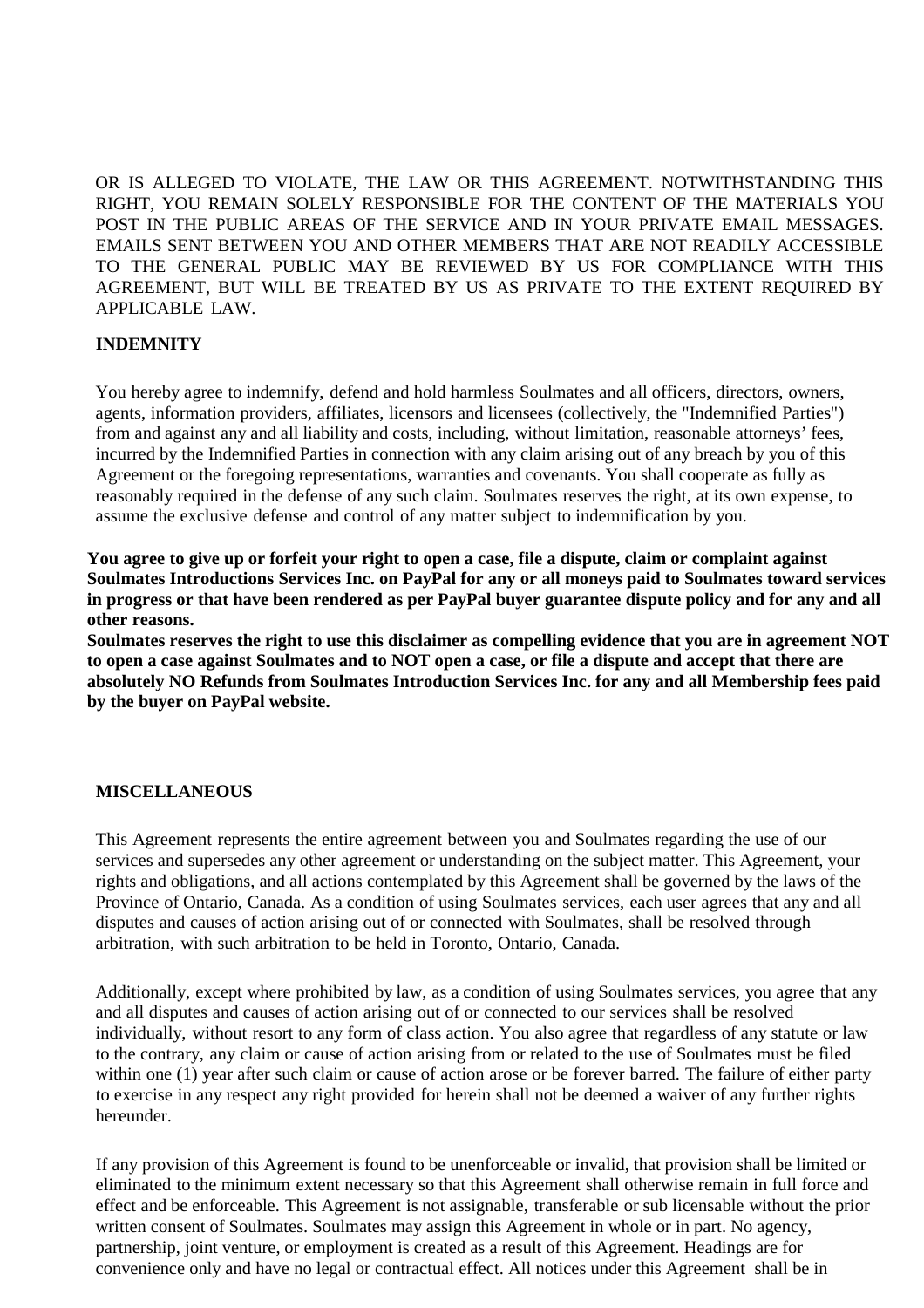OR IS ALLEGED TO VIOLATE, THE LAW OR THIS AGREEMENT. NOTWITHSTANDING THIS RIGHT, YOU REMAIN SOLELY RESPONSIBLE FOR THE CONTENT OF THE MATERIALS YOU POST IN THE PUBLIC AREAS OF THE SERVICE AND IN YOUR PRIVATE EMAIL MESSAGES. EMAILS SENT BETWEEN YOU AND OTHER MEMBERS THAT ARE NOT READILY ACCESSIBLE TO THE GENERAL PUBLIC MAY BE REVIEWED BY US FOR COMPLIANCE WITH THIS AGREEMENT, BUT WILL BE TREATED BY US AS PRIVATE TO THE EXTENT REQUIRED BY APPLICABLE LAW.

**INDEMNITY**

You hereby agree to indemnify, defend and hold harmless Soulmates and all officers, directors, owners, agents, information providers, affiliates, licensors and licensees (collectively, the "Indemnified Parties") from and against any and all liability and costs, including, without limitation, reasonable attorneys' fees, incurred by the Indemnified Parties in connection with any claim arising out of any breach by you of this Agreement or the foregoing representations, warranties and covenants. You shall cooperate as fully as reasonably required in the defense of any such claim. Soulmates reserves the right, at its own expense, to assume the exclusive defense and control of any matter subject to indemnification by you.

**You agree to give up or forfeit your right to open a case, file a dispute, claim or complaint against Soulmates Introductions Services Inc. on PayPal for any or all moneys paid to Soulmates toward services in progress or that have been rendered as per PayPal buyer guarantee dispute policy and for any and all other reasons.**
**Soulmates reserves the right to use this disclaimer as compelling evidence that you are in agreement NOT to open a case against Soulmates and to NOT open a case, or file a dispute and accept that there are absolutely NO Refunds from Soulmates Introduction Services Inc. for any and all Membership fees paid by the buyer on PayPal website.**

**MISCELLANEOUS**

This Agreement represents the entire agreement between you and Soulmates regarding the use of our services and supersedes any other agreement or understanding on the subject matter. This Agreement, your rights and obligations, and all actions contemplated by this Agreement shall be governed by the laws of the Province of Ontario, Canada. As a condition of using Soulmates services, each user agrees that any and all disputes and causes of action arising out of or connected with Soulmates, shall be resolved through arbitration, with such arbitration to be held in Toronto, Ontario, Canada.

Additionally, except where prohibited by law, as a condition of using Soulmates services, you agree that any and all disputes and causes of action arising out of or connected to our services shall be resolved individually, without resort to any form of class action. You also agree that regardless of any statute or law to the contrary, any claim or cause of action arising from or related to the use of Soulmates must be filed within one (1) year after such claim or cause of action arose or be forever barred. The failure of either party to exercise in any respect any right provided for herein shall not be deemed a waiver of any further rights hereunder.

If any provision of this Agreement is found to be unenforceable or invalid, that provision shall be limited or eliminated to the minimum extent necessary so that this Agreement shall otherwise remain in full force and effect and be enforceable. This Agreement is not assignable, transferable or sub licensable without the prior written consent of Soulmates. Soulmates may assign this Agreement in whole or in part. No agency, partnership, joint venture, or employment is created as a result of this Agreement. Headings are for convenience only and have no legal or contractual effect. All notices under this Agreement shall be in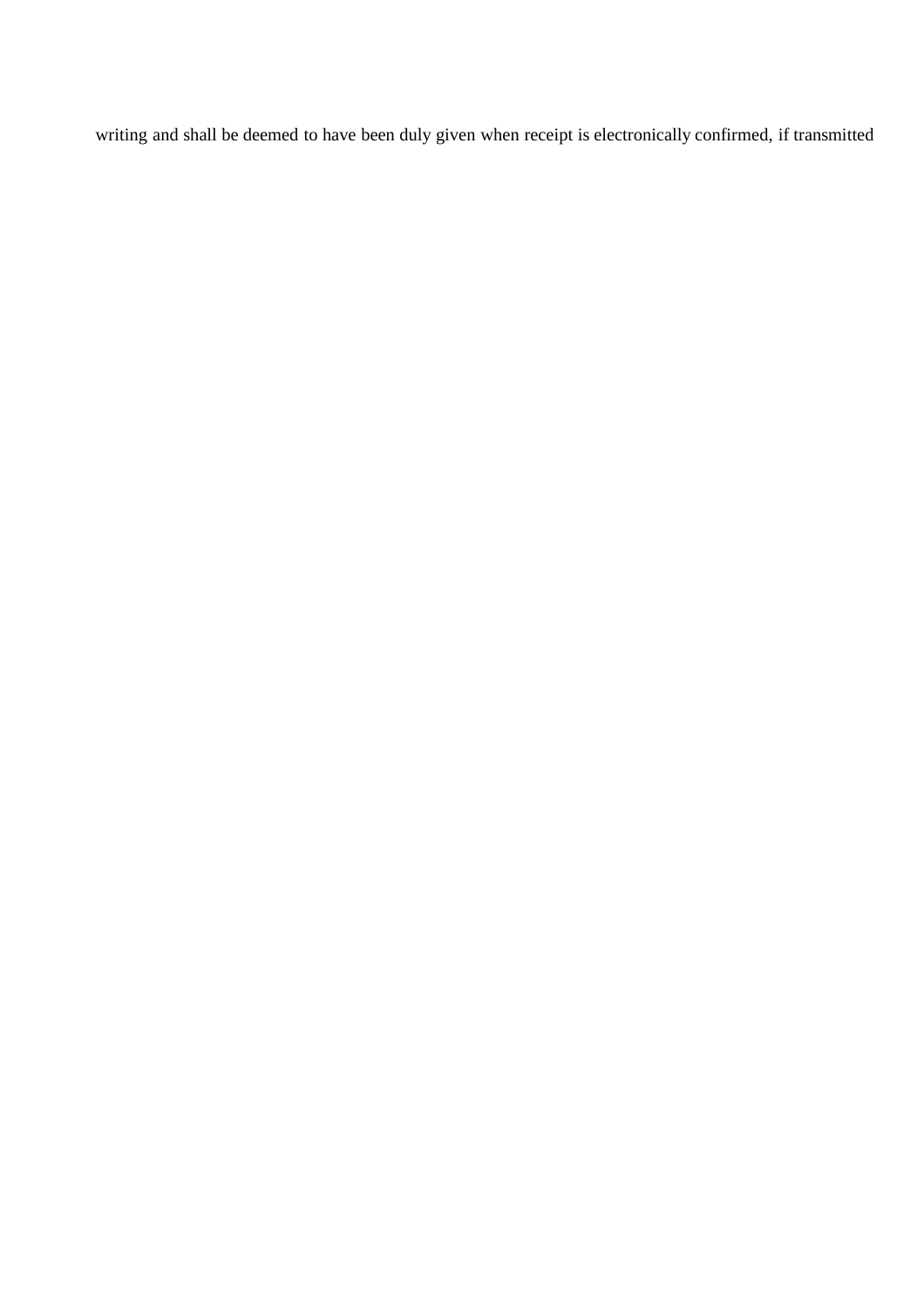writing and shall be deemed to have been duly given when receipt is electronically confirmed, if transmitted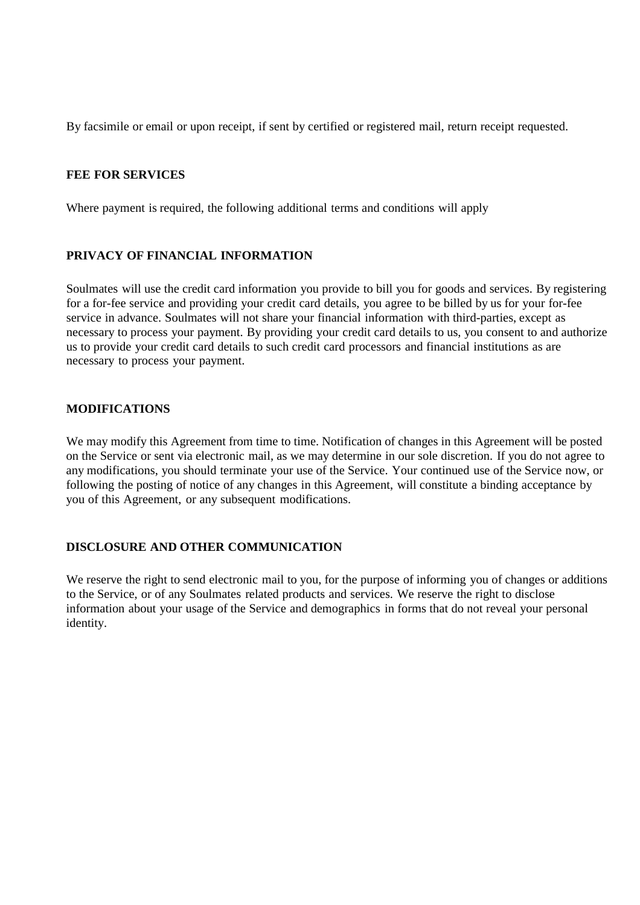By facsimile or email or upon receipt, if sent by certified or registered mail, return receipt requested.

**FEE FOR SERVICES**

Where payment is required, the following additional terms and conditions will apply

**PRIVACY OF FINANCIAL INFORMATION**

Soulmates will use the credit card information you provide to bill you for goods and services. By registering for a for-fee service and providing your credit card details, you agree to be billed by us for your for-fee service in advance. Soulmates will not share your financial information with third-parties, except as necessary to process your payment. By providing your credit card details to us, you consent to and authorize us to provide your credit card details to such credit card processors and financial institutions as are necessary to process your payment.

**MODIFICATIONS**

We may modify this Agreement from time to time. Notification of changes in this Agreement will be posted on the Service or sent via electronic mail, as we may determine in our sole discretion. If you do not agree to any modifications, you should terminate your use of the Service. Your continued use of the Service now, or following the posting of notice of any changes in this Agreement, will constitute a binding acceptance by you of this Agreement, or any subsequent modifications.

**DISCLOSURE AND OTHER COMMUNICATION**

We reserve the right to send electronic mail to you, for the purpose of informing you of changes or additions to the Service, or of any Soulmates related products and services. We reserve the right to disclose information about your usage of the Service and demographics in forms that do not reveal your personal identity.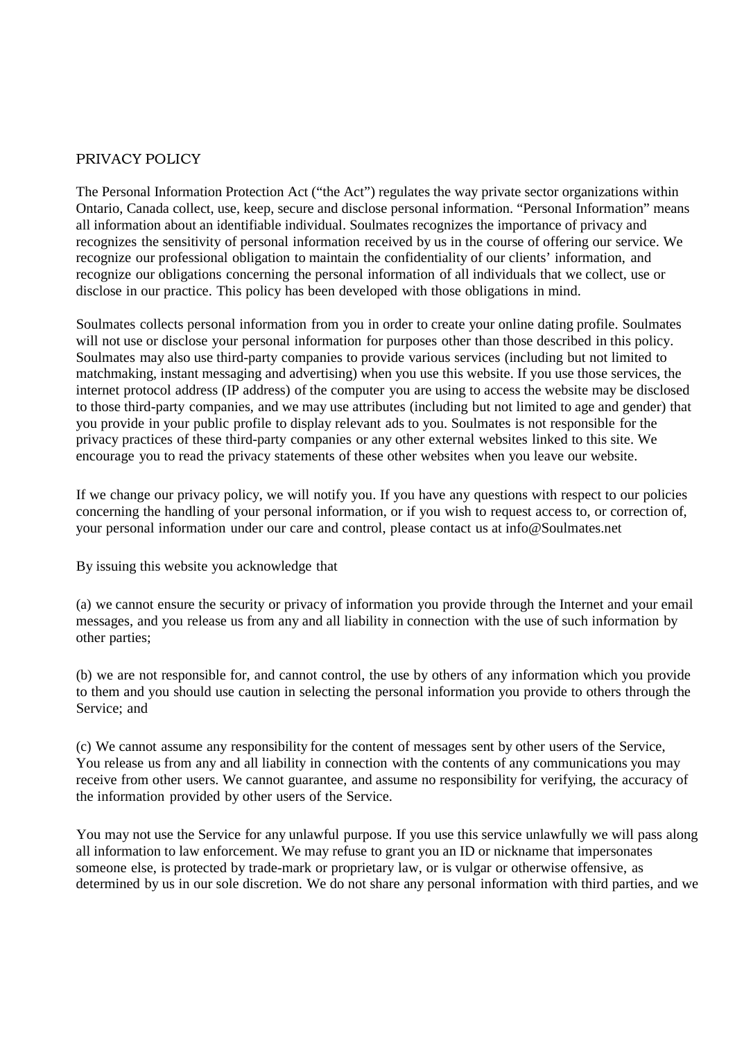# PRIVACY POLICY

The Personal Information Protection Act (“the Act”) regulates the way private sector organizations within Ontario, Canada collect, use, keep, secure and disclose personal information. “Personal Information” means all information about an identifiable individual. Soulmates recognizes the importance of privacy and recognizes the sensitivity of personal information received by us in the course of offering our service. We recognize our professional obligation to maintain the confidentiality of our clients’ information, and recognize our obligations concerning the personal information of all individuals that we collect, use or disclose in our practice. This policy has been developed with those obligations in mind.

Soulmates collects personal information from you in order to create your online dating profile. Soulmates will not use or disclose your personal information for purposes other than those described in this policy. Soulmates may also use third-party companies to provide various services (including but not limited to matchmaking, instant messaging and advertising) when you use this website. If you use those services, the internet protocol address (IP address) of the computer you are using to access the website may be disclosed to those third-party companies, and we may use attributes (including but not limited to age and gender) that you provide in your public profile to display relevant ads to you. Soulmates is not responsible for the privacy practices of these third-party companies or any other external websites linked to this site. We encourage you to read the privacy statements of these other websites when you leave our website.

If we change our privacy policy, we will notify you. If you have any questions with respect to our policies concerning the handling of your personal information, or if you wish to request access to, or correction of, your personal information under our care and control, please contact us at info@Soulmates.net

By issuing this website you acknowledge that

(a) we cannot ensure the security or privacy of information you provide through the Internet and your email messages, and you release us from any and all liability in connection with the use of such information by other parties;

(b) we are not responsible for, and cannot control, the use by others of any information which you provide to them and you should use caution in selecting the personal information you provide to others through the Service; and

(c) We cannot assume any responsibility for the content of messages sent by other users of the Service, You release us from any and all liability in connection with the contents of any communications you may receive from other users. We cannot guarantee, and assume no responsibility for verifying, the accuracy of the information provided by other users of the Service.

You may not use the Service for any unlawful purpose. If you use this service unlawfully we will pass along all information to law enforcement. We may refuse to grant you an ID or nickname that impersonates someone else, is protected by trade-mark or proprietary law, or is vulgar or otherwise offensive, as determined by us in our sole discretion. We do not share any personal information with third parties, and we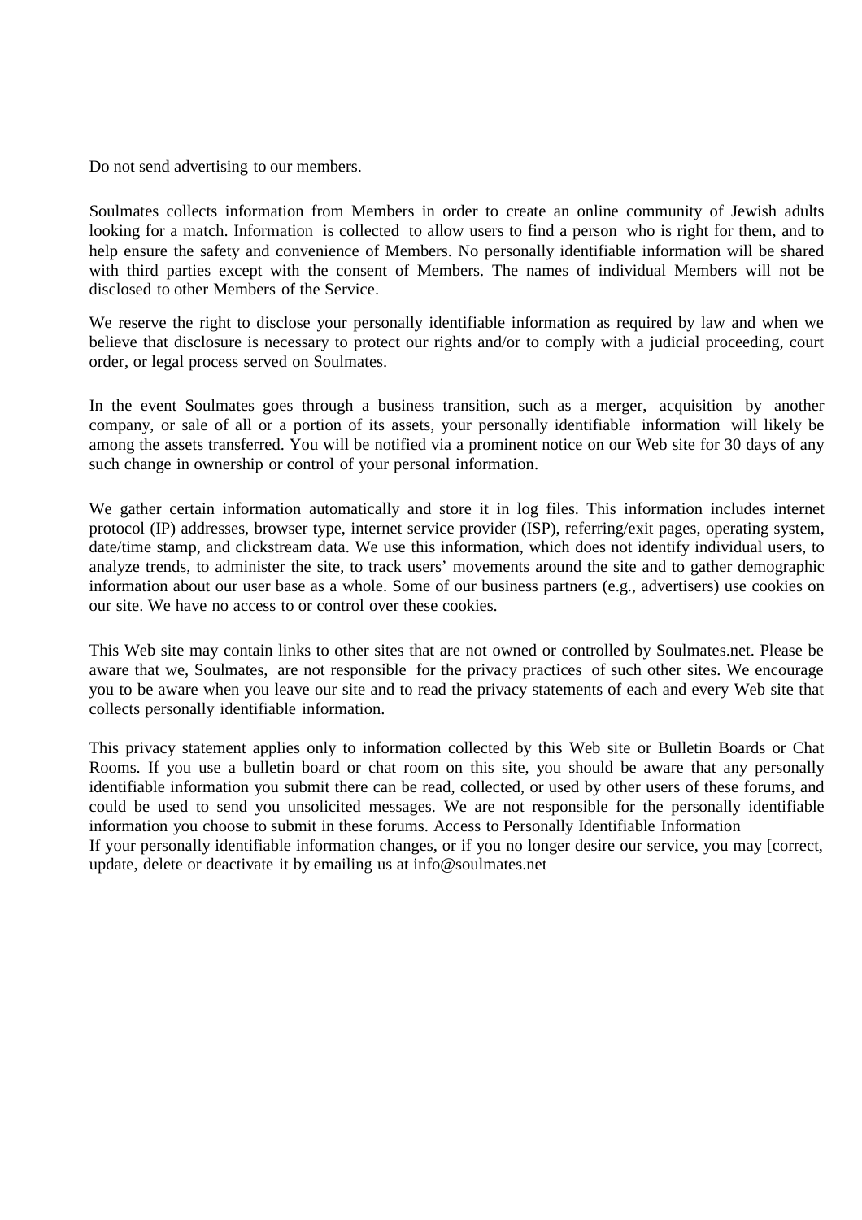Do not send advertising to our members.

Soulmates collects information from Members in order to create an online community of Jewish adults looking for a match. Information is collected to allow users to find a person who is right for them, and to help ensure the safety and convenience of Members. No personally identifiable information will be shared with third parties except with the consent of Members. The names of individual Members will not be disclosed to other Members of the Service.

We reserve the right to disclose your personally identifiable information as required by law and when we believe that disclosure is necessary to protect our rights and/or to comply with a judicial proceeding, court order, or legal process served on Soulmates.

In the event Soulmates goes through a business transition, such as a merger, acquisition by another company, or sale of all or a portion of its assets, your personally identifiable information will likely be among the assets transferred. You will be notified via a prominent notice on our Web site for 30 days of any such change in ownership or control of your personal information.

We gather certain information automatically and store it in log files. This information includes internet protocol (IP) addresses, browser type, internet service provider (ISP), referring/exit pages, operating system, date/time stamp, and clickstream data. We use this information, which does not identify individual users, to analyze trends, to administer the site, to track users' movements around the site and to gather demographic information about our user base as a whole. Some of our business partners (e.g., advertisers) use cookies on our site. We have no access to or control over these cookies.

This Web site may contain links to other sites that are not owned or controlled by Soulmates.net. Please be aware that we, Soulmates, are not responsible for the privacy practices of such other sites. We encourage you to be aware when you leave our site and to read the privacy statements of each and every Web site that collects personally identifiable information.

This privacy statement applies only to information collected by this Web site or Bulletin Boards or Chat Rooms. If you use a bulletin board or chat room on this site, you should be aware that any personally identifiable information you submit there can be read, collected, or used by other users of these forums, and could be used to send you unsolicited messages. We are not responsible for the personally identifiable information you choose to submit in these forums. Access to Personally Identifiable Information
If your personally identifiable information changes, or if you no longer desire our service, you may [correct, update, delete or deactivate it by emailing us at info@soulmates.net